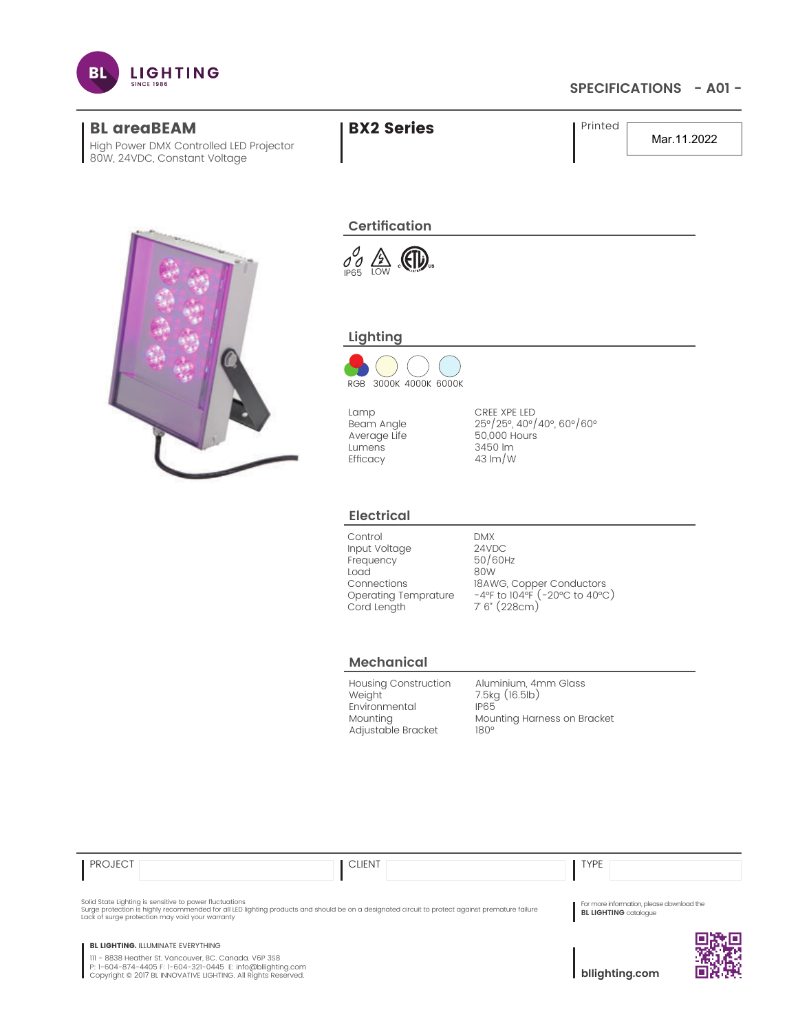BL LIGHTING SINCE 1986

SPECIFICATIONS - A01 -

# BL areaBEAM

High Power DMX Controlled LED Projector
80W, 24VDC, Constant Voltage

# BX2 Series

Printed: Mar.11.2022

## Certification

IP65 LOW

## Lighting

RGB 3000K 4000K 6000K

| | |
|---|---|
| Lamp | CREE XPE LED |
| Beam Angle | 25°/25°, 40°/40°, 60°/60° |
| Average Life | 50,000 Hours |
| Lumens | 3450 lm |
| Efficacy | 43 lm/W |

## Electrical

| | |
|---|---|
| Control | DMX |
| Input Voltage | 24VDC |
| Frequency | 50/60Hz |
| Load | 80W |
| Connections | 18AWG, Copper Conductors |
| Operating Temprature | -4°F to 104°F (-20°C to 40°C) |
| Cord Length | 7' 6" (228cm) |

## Mechanical

| | |
|---|---|
| Housing Construction | Aluminium, 4mm Glass |
| Weight | 7.5kg (16.5lb) |
| Environmental | IP65 |
| Mounting | Mounting Harness on Bracket |
| Adjustable Bracket | 180° |

| PROJECT | CLIENT | TYPE |
|---|---|---|
| | | |

Solid State Lighting is sensitive to power fluctuations
Surge protection is highly recommended for all LED lighting products and should be on a designated circuit to protect against premature failure
Lack of surge protection may void your warranty

For more information, please download the **BL LIGHTING** catalogue

**BL LIGHTING.** ILLUMINATE EVERYTHING

111 - 8838 Heather St. Vancouver, BC. Canada. V6P 3S8
P: 1-604-874-4405 F: 1-604-321-0445 E: info@bllighting.com
Copyright © 2017 BL INNOVATIVE LIGHTING. All Rights Reserved.

**bllighting.com**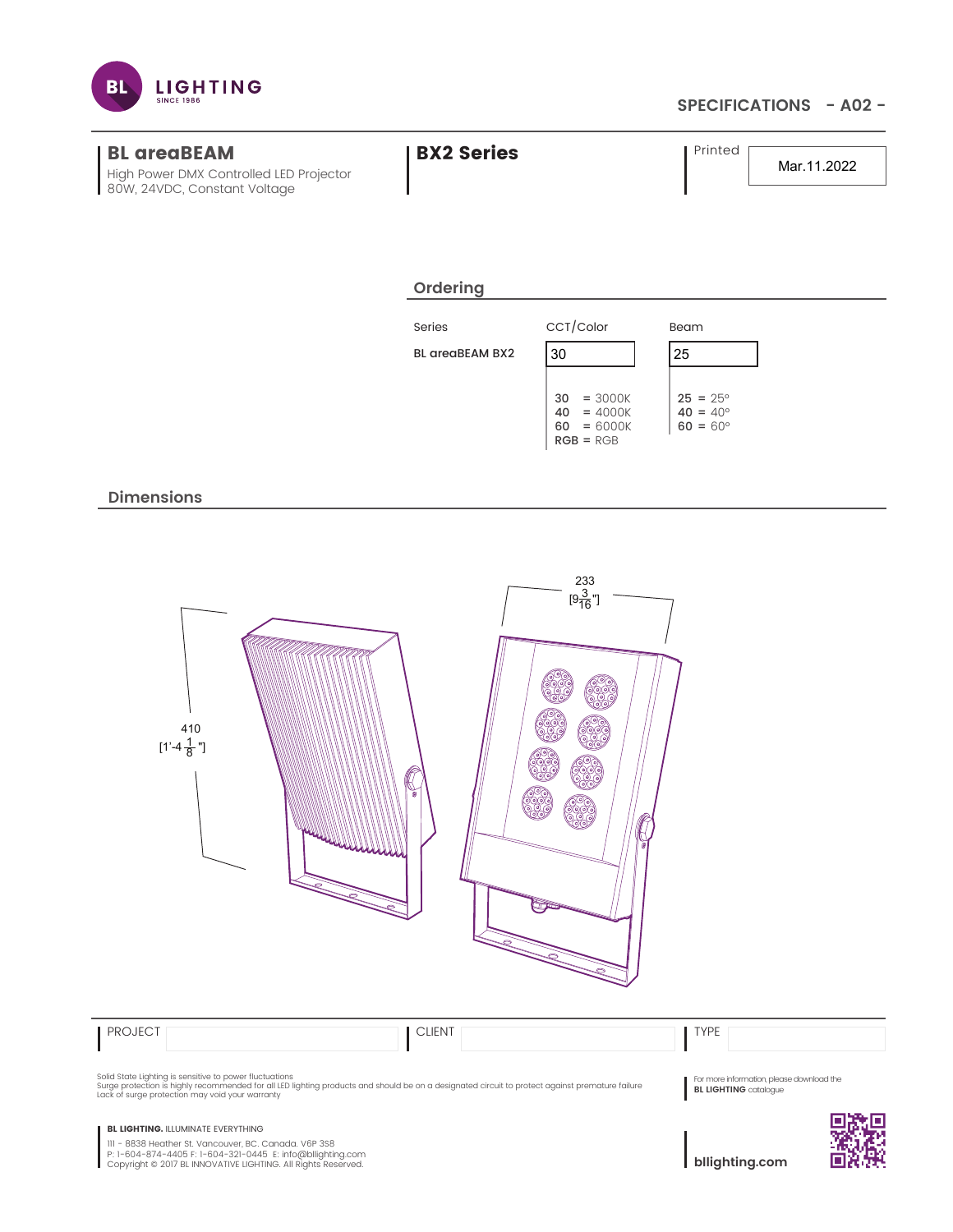**SPECIFICATIONS - A02 -**

# BL areaBEAM

High Power DMX Controlled LED Projector
80W, 24VDC, Constant Voltage

## BX2 Series

Printed: Mar.11.2022

## Ordering

| Series | CCT/Color | Beam |
|---|---|---|
| BL areaBEAM BX2 | 30 | 25 |
| | **30** = 3000K<br>**40** = 4000K<br>**60** = 6000K<br>**RGB** = RGB | **25** = 25°<br>**40** = 40°<br>**60** = 60° |

## Dimensions

233
[9 3/16"]

410
[1'-4 1/8"]

| PROJECT | | CLIENT | | TYPE | |
|---|---|---|---|---|---|

Solid State Lighting is sensitive to power fluctuations
Surge protection is highly recommended for all LED lighting products and should be on a designated circuit to protect against premature failure
Lack of surge protection may void your warranty

For more information, please download the **BL LIGHTING** catalogue

**BL LIGHTING.** ILLUMINATE EVERYTHING
111 - 8838 Heather St. Vancouver, BC. Canada. V6P 3S8
P: 1-604-874-4405 F: 1-604-321-0445 E: info@bllighting.com
Copyright © 2017 BL INNOVATIVE LIGHTING. All Rights Reserved.

**bllighting.com**